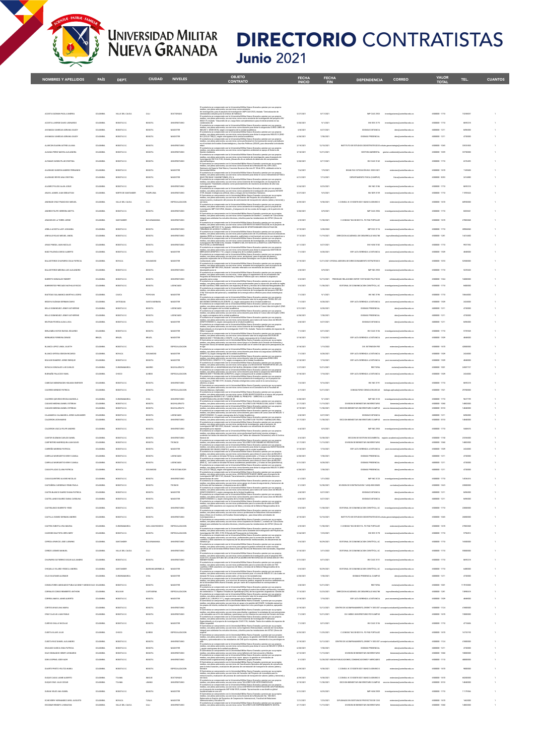# UNIVERSIDAD MILITAR NUEVA GRANADA

# DIRECTORIO CONTRATISTAS

## Junio 2021

| NOMBRES Y APELLIDOS | PAÍS | DEPT. | CIUDAD | NIVELES | OBJETO CONTRATO | FECHA INICIO | FECHA FIN | DEPENDENCIA | CORREO | VALOR TOTAL | TEL. | CUANTOS |
|---|---|---|---|---|---|---|---|---|---|---|---|---|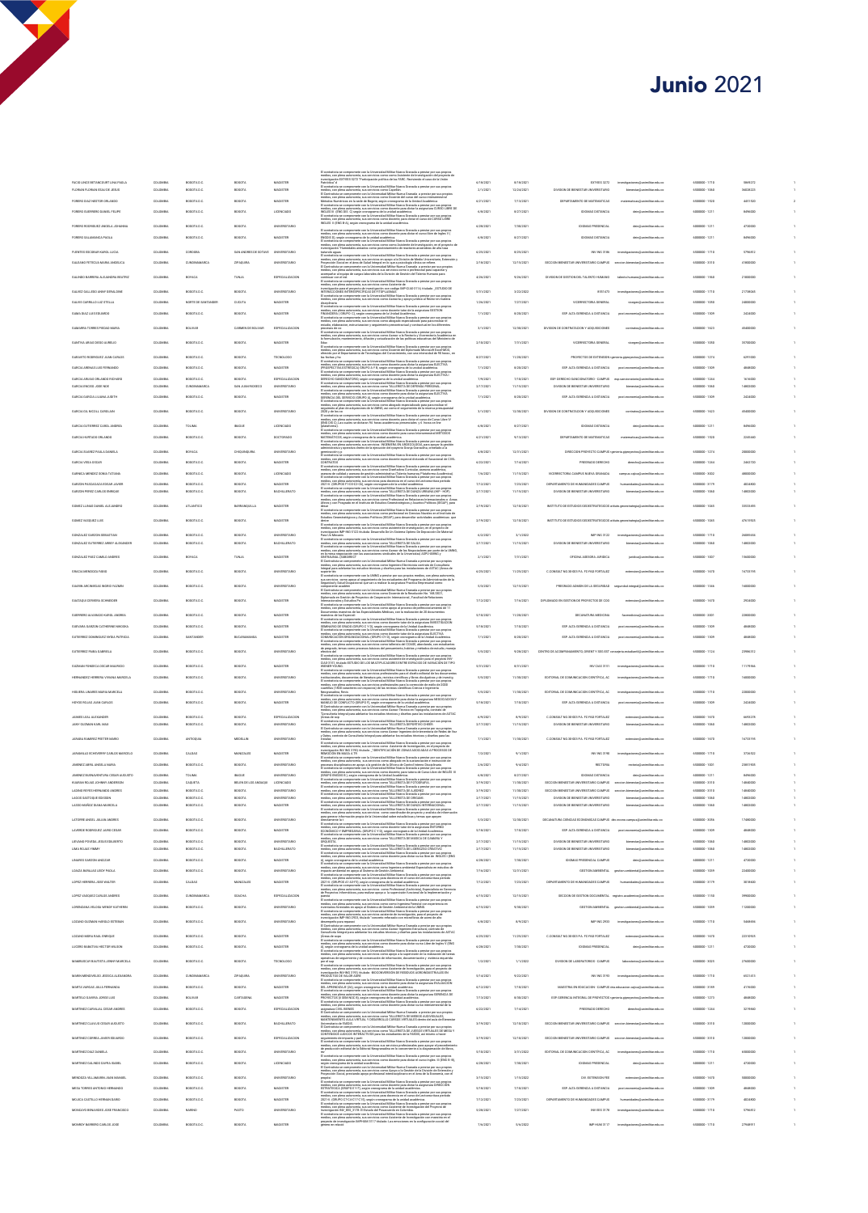# Junio 2021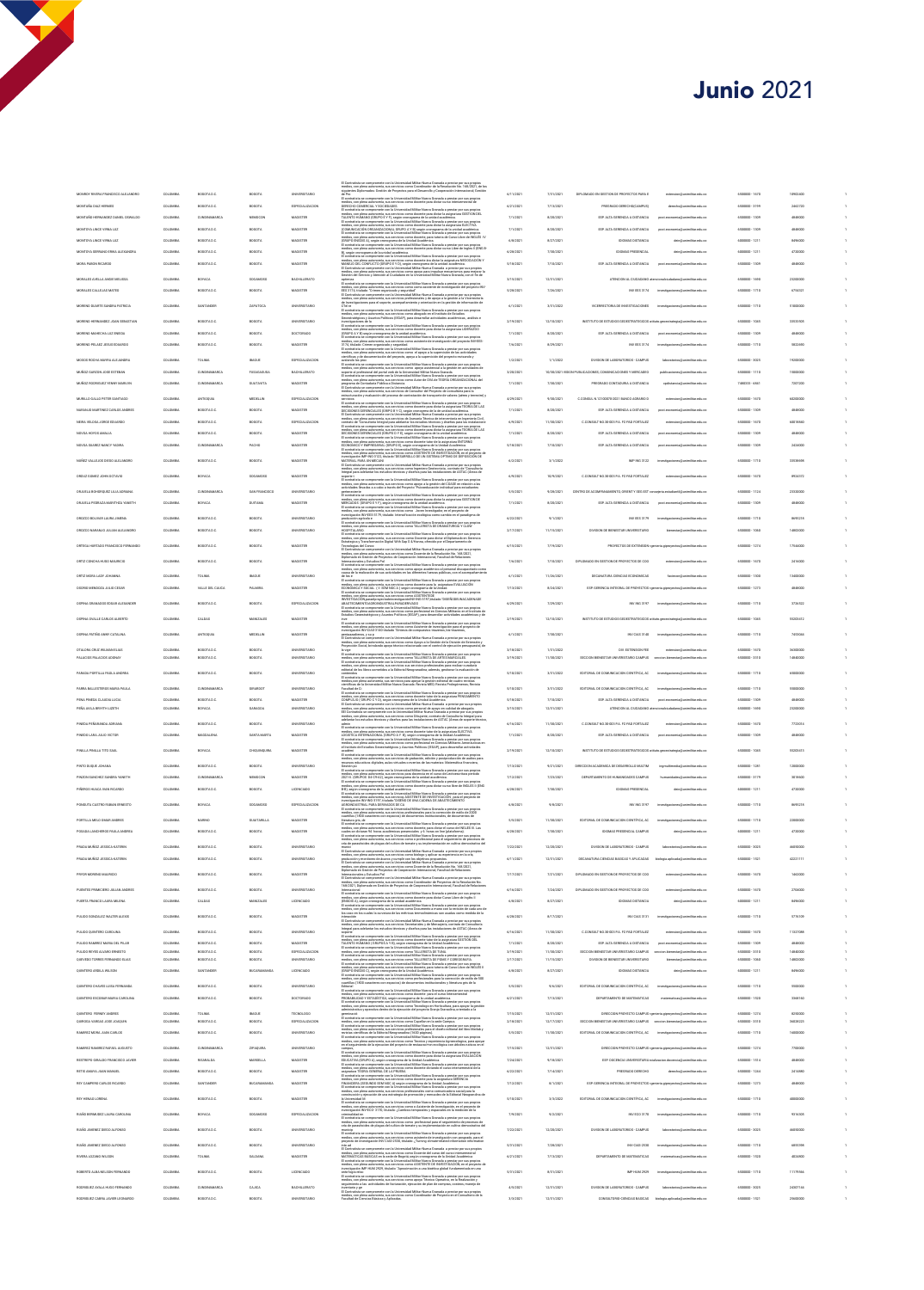# Junio 2021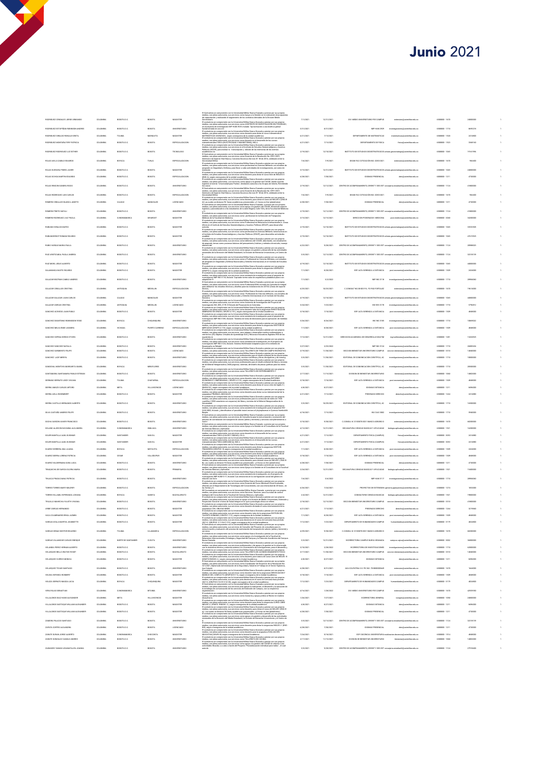# Junio 2021

| | | | | | | | | | | | | |
|---|---|---|---|---|---|---|---|---|---|---|---|---|
| RODRIGUEZ GONZALEZ JORGE ARMANDO | COLOMBIA | BOGOTA D.C. | BOGOTA | MAGISTER | El contratista se compromete con la Universidad Militar Nueva Granada a prestar por sus propios medios, con plena autonomía, sus servicios… | 7/1/2021 | 12/31/2021 | DIV. MEDIO UNIVERSITARIO FEE CAMPUS | extension@unimilitar.edu.co | 6500000 - 1370 | 24000000 | 1 |
| RODRIGUEZ ESTUPIÑAN REMINGER ANDRES | COLOMBIA | BOGOTA D.C. | BOGOTA | UNIVERSITARIO | El contratista se compromete con la Universidad Militar Nueva Granada a prestar por sus propios medios, con plena autonomía, sus servicios… | 5/21/2021 | 8/31/2021 | IMP HUM 2939 | investigaciones@unimilitar.edu.co | 6500000 - 1710 | 8695218 | 1 |
| RODRIGUEZ GIRALDO NIDIA ISABEL | COLOMBIA | TOLIMA | MARIQUITA | MAGISTER | El contratista se compromete con la Universidad Militar Nueva Granada a prestar por sus propios medios, con plena autonomía, sus servicios… | 6/21/2021 | 7/13/2021 | DEPARTAMENTO DE MATEMATICAS | matematicas@unimilitar.edu.co | 6500000 - 1520 | 2416800 | 1 |
| RODRIGUEZ MONTAÑA FERY PATRICIA | COLOMBIA | BOGOTA D.C. | BOGOTA | ESPECIALIZACION | El contratista se compromete con la Universidad Militar Nueva Granada a prestar por sus propios medios, con plena autonomía, sus servicios… | 6/21/2021 | 7/13/2021 | DEPARTAMENTO DE FISICA | fisica@unimilitar.edu.co | 6500000 - 1523 | 3368160 | 1 |
| RODRIGUEZ RODRIGUEZ LUZ ESTHER | COLOMBIA | BOGOTA D.C. | BOGOTA | TECNOLOGO | El contratista se compromete con la Universidad Militar Nueva Granada a prestar por sus propios medios, con plena autonomía, sus servicios… | 2/19/2021 | 12/10/2021 | INSTITUTO DE ESTUDIOS GEOESTRATEGICOS | estudiosgeoestrategicos@unimilitar.edu.co | 6500000 - 1060 | 19167996 | 1 |
| ROJAS AVILA CAMILO EDUARDO | COLOMBIA | BOYACA | TUNJA | ESPECIALIZACION | El contratista se compromete con la Universidad Militar Nueva Granada a prestar por sus propios medios, con plena autonomía, sus servicios… | 7/6/2021 | 7/9/2021 | DESAR FAC COTIZACION NO. ED30/2021 | extension@unimilitar.edu.co | 6500000 - 1370 | 966000 | 1 |
| ROJAS DUEÑAS PEDRO JAVIER | COLOMBIA | BOGOTA D.C. | BOGOTA | MAGISTER | El contratista se compromete con la Universidad Militar Nueva Granada a prestar por sus propios medios, con plena autonomía, sus servicios… | 5/13/2021 | 12/31/2021 | INSTITUTO DE ESTUDIOS GEOESTRATEGICOS | estudiosgeoestrategicos@unimilitar.edu.co | 6500000 - 1060 | 24000000 | 1 |
| ROJAS OCHOA MARTIN EDUARDO | COLOMBIA | BOGOTA D.C. | BOGOTA | ESPECIALIZACION | El contratista se compromete con la Universidad Militar Nueva Granada a prestar por sus propios medios, con plena autonomía, sus servicios… | 6/28/2021 | 7/30/2021 | IDIOMAS PRESENCIAL | dlenl@unimilitar.edu.co | 6500000 - 1211 | 4720000 | 1 |
| ROJAS RINCON SANDRA ROCIO | COLOMBIA | BOGOTA D.C. | BOGOTA | UNIVERSITARIO | El contratista se compromete con la Universidad Militar Nueva Granada a prestar por sus propios medios, con plena autonomía, sus servicios… | 2/19/2021 | 12/13/2021 | CENTRO DE ACOMPAÑAMIENTO, ORIENT Y SEG EST | consejeria.estudiantil@unimilitar.edu.co | 6500000 - 1124 | 41800000 | 1 |
| ROJAS RODRIGUEZ LUIS CARLOS | COLOMBIA | BOGOTA D.C. | BOGOTA | ESPECIALIZACION | El contratista se compromete con la Universidad Militar Nueva Granada a prestar por sus propios medios, con plena autonomía, sus servicios… | 7/6/2021 | 7/9/2021 | DESAR FAC COTIZACION NO. ED30/2021 | extension@unimilitar.edu.co | 6500000 - 1370 | 966000 | 1 |
| ROMERO CEBALLOS BLANCA JANETH | COLOMBIA | CALDAS | MANIZALES | LICENCIADO | El contratista se compromete con la Universidad Militar Nueva Granada a prestar por sus propios medios, con plena autonomía, sus servicios… | 6/28/2021 | 7/30/2021 | IDIOMAS PRESENCIAL | dlenl@unimilitar.edu.co | 6500000 - 1211 | 4720000 | 1 |
| ROMERO PRIETO NATALI | COLOMBIA | BOGOTA D.C. | BOGOTA | UNIVERSITARIO | El contratista se compromete con la Universidad Militar Nueva Granada a prestar por sus propios medios, con plena autonomía, sus servicios… | 2/19/2021 | 12/13/2021 | CENTRO DE ACOMPAÑAMIENTO, ORIENT Y SEG EST | consejeria.estudiantil@unimilitar.edu.co | 6500000 - 1124 | 41800000 | 1 |
| ROMERO RODRIGUEZ JULY PAOLA | COLOMBIA | CUNDINAMARCA | GIRARDOT | MAGISTER | El contratista se compromete con la Universidad Militar Nueva Granada a prestar por sus propios medios, con plena autonomía, sus servicios… | 3/15/2021 | 12/15/2021 | DIRECCION POSGRADOS MEDICINA | posmedicina@unimilitar.edu.co | 6500000 - 2060 | 34200000 | 1 |
| RUBIANO GIRALDO MATEO | COLOMBIA | BOGOTA D.C. | BOGOTA | MAGISTER | El contratista se compromete con la Universidad Militar Nueva Granada a prestar por sus propios medios, con plena autonomía, sus servicios… | 2/19/2021 | 12/10/2021 | INSTITUTO DE ESTUDIOS GEOESTRATEGICOS | estudiosgeoestrategicos@unimilitar.edu.co | 6500000 - 1060 | 33533920 | 1 |
| RUBIANO REYES ROMAN RICARDO | COLOMBIA | BOGOTA D.C. | BOGOTA | MAGISTER | El contratista se compromete con la Universidad Militar Nueva Granada a prestar por sus propios medios, con plena autonomía, sus servicios… | 2/19/2021 | 12/10/2021 | INSTITUTO DE ESTUDIOS GEOESTRATEGICOS | estudiosgeoestrategicos@unimilitar.edu.co | 6500000 - 1060 | 47619900 | 1 |
| RUBIO VARGAS MARIA PAULA | COLOMBIA | BOGOTA D.C. | BOGOTA | UNIVERSITARIO | El contratista se compromete con la Universidad Militar Nueva Granada a prestar por sus propios medios, con plena autonomía, sus servicios… | 6/22/2021 | 9/28/2021 | CENTRO DE ACOMPAÑAMIENTO, ORIENT Y SEG EST | consejeria.estudiantil@unimilitar.edu.co | 6500000 - 1124 | 20988025 | 1 |
| RUIZ ARISTIZABAL PAOLA ANDREA | COLOMBIA | BOGOTA D.C. | BOGOTA | UNIVERSITARIO | El contratista se compromete con la Universidad Militar Nueva Granada a prestar por sus propios medios, con plena autonomía, sus servicios… | 3/5/2021 | 12/13/2021 | CENTRO DE ACOMPAÑAMIENTO, ORIENT Y SEG EST | consejeria.estudiantil@unimilitar.edu.co | 6500000 - 1124 | 32318139 | 1 |
| RUIZ MORA JESUS ALBERTO | COLOMBIA | BOGOTA D.C. | BOGOTA | MAGISTER | El contratista se compromete con la Universidad Militar Nueva Granada a prestar por sus propios medios, con plena autonomía, sus servicios… | 4/9/2021 | 12/10/2021 | INSTITUTO DE ESTUDIOS GEOESTRATEGICOS | estudiosgeoestrategicos@unimilitar.edu.co | 6500000 - 1060 | 44000000 | 1 |
| SALAMANCA MATIZ RICARDO | COLOMBIA | BOGOTA D.C. | BOGOTA | MAGISTER | El contratista se compromete con la Universidad Militar Nueva Granada a prestar por sus propios medios, con plena autonomía, sus servicios… | 7/1/2021 | 8/28/2021 | ESP. ALTA GERENCIA A DISTANCIA | posgrados.distancia@unimilitar.edu.co | 6500000 - 1309 | 2424000 | 1 |
| SALAZAR BELTRAN CAMILO ANDRES | COLOMBIA | BOGOTA D.C. | BOGOTA | UNIVERSITARIO | El contratista se compromete con la Universidad Militar Nueva Granada a prestar por sus propios medios, con plena autonomía, sus servicios… | 7/1/2021 | 3/3/2022 | IMP ING 3118 | investigaciones@unimilitar.edu.co | 6500000 - 1710 | 20984060 | 1 |
| SALAZAR CEBALLOS CRISTINA | COLOMBIA | ANTIOQUIA | MEDELLIN | ESPECIALIZACION | El contratista se compromete con la Universidad Militar Nueva Granada a prestar por sus propios medios, con plena autonomía, sus servicios… | 6/25/2021 | 10/25/2021 | C.CONSULT NO.09-003 P.A. PC-PSE PORTALEZ | extension@unimilitar.edu.co | 6500000 - 1370 | 19618000 | 1 |
| SALAZAR SALAZAR JUAN CARLOS | COLOMBIA | CALDAS | MANIZALES | MAGISTER | El contratista se compromete con la Universidad Militar Nueva Granada a prestar por sus propios medios, con plena autonomía, sus servicios… | 4/9/2021 | 12/10/2021 | INSTITUTO DE ESTUDIOS GEOESTRATEGICOS | estudiosgeoestrategicos@unimilitar.edu.co | 6500000 - 1060 | 44000000 | 1 |
| SALAZAR VARGAS CRISTINA | COLOMBIA | ANTIOQUIA | MEDELLIN | LICENCIADO | El contratista se compromete con la Universidad Militar Nueva Granada a prestar por sus propios medios, con plena autonomía, sus servicios… | 5/24/2021 | 7/23/2021 | INV IES 3178 | investigaciones@unimilitar.edu.co | 6500000 - 1710 | 5796612 | 1 |
| SANCHEZ ACEVEDO JUAN PABLO | COLOMBIA | BOGOTA D.C. | BOGOTA | MAGISTER | El contratista se compromete con la Universidad Militar Nueva Granada a prestar por sus propios medios, con plena autonomía, sus servicios… | 5/18/2021 | 7/10/2021 | ESP. ALTA GERENCIA A DISTANCIA | posgrados.distancia@unimilitar.edu.co | 6500000 - 1309 | 4848000 | 1 |
| SANCHEZ DESANTIAGO ROMUALDO HENRY | COLOMBIA | BOYACA | CHIQUINQUIRA | UNIVERSITARIO | El contratista se compromete con la Universidad Militar Nueva Granada a prestar por sus propios medios, con plena autonomía, sus servicios… | 5/26/2021 | 8/26/2021 | INV ING 3189 | investigaciones@unimilitar.edu.co | 6500000 - 1710 | 10869552 | 1 |
| SANCHEZ MEJIA JESUS LEANDRO | COLOMBIA | VICHADA | PUERTO CARREÑO | ESPECIALIZACION | El contratista se compromete con la Universidad Militar Nueva Granada a prestar por sus propios medios, con plena autonomía, sus servicios… | 7/1/2021 | 8/28/2021 | ESP. ALTA GERENCIA A DISTANCIA | posgrados.distancia@unimilitar.edu.co | 6500000 - 1309 | 4848000 | 1 |
| SANCHEZ ZAPATA SERGIO STEVEN | COLOMBIA | BOGOTA D.C. | BOGOTA | UNIVERSITARIO | El contratista se compromete con la Universidad Militar Nueva Granada a prestar por sus propios medios, con plena autonomía, sus servicios… | 7/13/2021 | 12/31/2021 | DIRECCION ACADEMICA DE DESARROLLO MULTIM | ingmultimedia@unimilitar.edu.co | 6500000 - 1281 | 13424933 | 1 |
| SANCHEZ SANCHEZ NATALIA | COLOMBIA | BOGOTA D.C. | BOGOTA | UNIVERSITARIO | El contratista se compromete con la Universidad Militar Nueva Granada a prestar por sus propios medios, con plena autonomía, sus servicios… | 5/27/2021 | 2/25/2022 | IMP ING 3124 | investigaciones@unimilitar.edu.co | 6500000 - 1710 | 26885544 | 1 |
| SANCHEZ SARMIENTO FELIPE | COLOMBIA | BOGOTA D.C. | BOGOTA | LICENCIADO | El contratista se compromete con la Universidad Militar Nueva Granada a prestar por sus propios medios, con plena autonomía, sus servicios… | 3/19/2021 | 11/30/2021 | DECCION BIENESTAR UNIVERSITARIO CAMPUS | seccion.bienestar@unimilitar.edu.co | 6500000 - 3310 | 14840000 | 1 |
| SANCHEZ LAIDY MIREYA | COLOMBIA | BOGOTA D.C. | BOGOTA | UNIVERSITARIO | El contratista se compromete con la Universidad Militar Nueva Granada a prestar por sus propios medios, con plena autonomía, sus servicios… | 3/5/2021 | 11/30/2021 | EDITORIAL DE COMUNICACION CIENTIFICA, AC | investigaciones@unimilitar.edu.co | 6500000 - 1710 | 18000000 | 1 |
| SANDOVAL MONTOYA MARGARITA ISABEL | COLOMBIA | BOYACA | MIRAFLORES | UNIVERSITARIO | El contratista se compromete con la Universidad Militar Nueva Granada a prestar por sus propios medios, con plena autonomía, sus servicios… | 3/5/2021 | 11/30/2021 | EDITORIAL DE COMUNICACION CIENTIFICA, AC | investigaciones@unimilitar.edu.co | 6500000 - 1710 | 20000000 | 1 |
| SANTAMARIA SANTANDER PABLO ESTEBAN | COLOMBIA | BOGOTA D.C. | BOGOTA | UNIVERSITARIO | El contratista se compromete con la Universidad Militar Nueva Granada a prestar por sus propios medios, con plena autonomía, sus servicios… | 3/17/2021 | 11/15/2021 | DIVISION DE BIENESTAR UNIVERSITARIO | bienestar@unimilitar.edu.co | 6500000 - 1068 | 14802000 | 1 |
| SERRANO SERRATO LEIDY VIVIANA | COLOMBIA | TOLIMA | CHAPARRAL | ESPECIALIZACION | El contratista se compromete con la Universidad Militar Nueva Granada a prestar por sus propios medios, con plena autonomía, sus servicios… | 5/18/2021 | 7/10/2021 | ESP. ALTA GERENCIA A DISTANCIA | posgrados.distancia@unimilitar.edu.co | 6500000 - 1309 | 4848000 | 1 |
| SIERRA AMAZO CARLOS ARTURO | COLOMBIA | META | VILLAVICENCIO | LICENCIADO | El contratista se compromete con la Universidad Militar Nueva Granada a prestar por sus propios medios, con plena autonomía, sus servicios… | 6/8/2021 | 8/27/2021 | IDIOMAS DISTANCIA | dlenl@unimilitar.edu.co | 6500000 - 1211 | 9496000 | 1 |
| SIERRA AVILA ROSEMBERT | COLOMBIA | BOGOTA D.C. | BOGOTA | MAGISTER | El contratista se compromete con la Universidad Militar Nueva Granada a prestar por sus propios medios, con plena autonomía, sus servicios… | 6/21/2021 | 7/13/2021 | PREGRADO DERECHO | derecho@unimilitar.edu.co | 6500000 - 1264 | 2416800 | 1 |
| SIERRA CASTILLO FERNANDO ALBERTO | COLOMBIA | BOGOTA D.C. | BOGOTA | UNIVERSITARIO | El contratista se compromete con la Universidad Militar Nueva Granada a prestar por sus propios medios, con plena autonomía, sus servicios… | 3/5/2021 | 10/29/2021 | EDITORIAL DE COMUNICACION CIENTIFICA, AC | investigaciones@unimilitar.edu.co | 6500000 - 1710 | 16000000 | 1 |
| SILVA CASTAÑO ANDRES FELIPE | COLOMBIA | BOGOTA D.C. | BOGOTA | UNIVERSITARIO | El contratista se compromete con la Universidad Militar Nueva Granada a prestar por sus propios medios, con plena autonomía, sus servicios… | 6/18/2021 | 7/15/2021 | INV CIAS 3082 | investigaciones@unimilitar.edu.co | 6500000 - 1710 | 3940000 | 1 |
| SOCHA GARZON XAVIER FRANCISCO | COLOMBIA | BOGOTA D.C. | BOGOTA | MAGISTER | El contratista se compromete con la Universidad Militar Nueva Granada a prestar por sus propios medios, con plena autonomía, sus servicios… | 5/18/2021 | 9/30/2021 | C.CONSUL N 13100079-2021 BANCO AGRARIO | extension@unimilitar.edu.co | 6500000 - 1370 | 60200000 | 1 |
| SOLANO ALARCON DAYANNA ALEJANDRA | COLOMBIA | CUNDINAMARCA | SIMIJACA | UNIVERSITARIO | El contratista se compromete con la Universidad Militar Nueva Granada a prestar por sus propios medios, con plena autonomía, sus servicios… | 4/13/2021 | 12/31/2021 | DECANATURA CIENCIAS BASICAS Y APLICADAS | biologia.aplicada@unimilitar.edu.co | 6500000 - 1507 | 16200000 | 1 |
| SOLER MANTILLA ALBA SUSANA | COLOMBIA | SANTANDER | SAN GIL | MAGISTER | El contratista se compromete con la Universidad Militar Nueva Granada a prestar por sus propios medios, con plena autonomía, sus servicios… | 6/21/2021 | 7/13/2021 | DEPARTAMENTO FISICA (CAMPUS) | fisica@unimilitar.edu.co | 6500000 - 3053 | 2416800 | 1 |
| SOLER MANTILLA ALBA SUSANA | COLOMBIA | SANTANDER | SAN GIL | MAGISTER | El contratista se compromete con la Universidad Militar Nueva Granada a prestar por sus propios medios, con plena autonomía, sus servicios… | 6/21/2021 | 7/13/2021 | DEPARTAMENTO FISICA (CAMPUS) | fisica@unimilitar.edu.co | 6500000 - 3053 | 2416800 | 1 |
| SUAREZ HERRERA ANA LILIANA | COLOMBIA | BOYACA | MOTAVITA | ESPECIALIZACION | El contratista se compromete con la Universidad Militar Nueva Granada a prestar por sus propios medios, con plena autonomía, sus servicios… | 7/1/2021 | 8/28/2021 | ESP. ALTA GERENCIA A DISTANCIA | posgrados.distancia@unimilitar.edu.co | 6500000 - 1309 | 2424000 | 1 |
| SUAREZ SIERRA LORENA PATRICIA | COLOMBIA | CESAR | VALLEDUPAR | MAGISTER | El contratista se compromete con la Universidad Militar Nueva Granada a prestar por sus propios medios, con plena autonomía, sus servicios… | 5/18/2021 | 7/10/2021 | ESP. ALTA GERENCIA A DISTANCIA | posgrados.distancia@unimilitar.edu.co | 6500000 - 1309 | 4848000 | 1 |
| SUAREZ VALDERRAMA SARA LUCIA | COLOMBIA | BOGOTA D.C. | BOGOTA | UNIVERSITARIO | El contratista se compromete con la Universidad Militar Nueva Granada a prestar por sus propios medios, con plena autonomía, sus servicios… | 6/28/2021 | 7/30/2021 | IDIOMAS PRESENCIAL | dlenl@unimilitar.edu.co | 6500000 - 1211 | 4720000 | 1 |
| TIBAQUICHA GUEVARA GLORIA MARIA | COLOMBIA | BOGOTA D.C. | BOGOTA | PRIMARIA | El contratista se compromete con la Universidad Militar Nueva Granada a prestar por sus propios medios, con plena autonomía, sus servicios… | 3/24/2021 | 12/31/2021 | DECANATURA CIENCIAS BASICAS Y APLICADAS | biologia.aplicada@unimilitar.edu.co | 6500000 - 1507 | 15400000 | 1 |
| TRIJACA PRADA DIANA PATRICIA | COLOMBIA | BOGOTA D.C. | BOGOTA | UNIVERSITARIO | El contratista se compromete con la Universidad Militar Nueva Granada a prestar por sus propios medios, con plena autonomía, sus servicios… | 7/6/2021 | 3/5/2022 | IMP HUM 3117 | investigaciones@unimilitar.edu.co | 6500000 - 1710 | 20984060 | 1 |
| TORRES TORRES DANY MAURICIO | COLOMBIA | BOGOTA D.C. | BOGOTA | ESPECIALIZACION | El contratista se compromete con la Universidad Militar Nueva Granada a prestar por sus propios medios, con plena autonomía, sus servicios… | 6/26/2021 | 7/24/2021 | PROYECTOS DE EXTENSION | extension@unimilitar.edu.co | 6500000 - 1374 | 1850000 | 1 |
| TORRES VILLAMIL ESPERANZA JOHANA | COLOMBIA | BOYACA | SABOYA | BACHILLERATO | El contratista se compromete con la Universidad Militar Nueva Granada a prestar por sus propios medios, con plena autonomía, sus servicios… | 2/4/2021 | 12/31/2021 | CONSULTORIO CIENCIAS BASICAS | biologia.aplicada@unimilitar.edu.co | 6500000 - 1501 | 19800000 | 1 |
| TRUJILLO MARCHA FULVITH VIVIANA | COLOMBIA | BOGOTA D.C. | BOGOTA | UNIVERSITARIO | El contratista se compromete con la Universidad Militar Nueva Granada a prestar por sus propios medios, con plena autonomía, sus servicios… | 2/18/2021 | 12/13/2021 | DECCION BIENESTAR UNIVERSITARIO CAMPUS | seccion.bienestar@unimilitar.edu.co | 6500000 - 3310 | 41800000 | 1 |
| URIBE VARGAS HERNANDO | COLOMBIA | BOGOTA D.C. | BOGOTA | MAGISTER | El contratista se compromete con la Universidad Militar Nueva Granada a prestar por sus propios medios, con plena autonomía, sus servicios… | 6/21/2021 | 7/13/2021 | PREGRADO DERECHO | derecho@unimilitar.edu.co | 6500000 - 1264 | 3279840 | 1 |
| VACA COLMENARES ERIKA JAZMIN | COLOMBIA | BOGOTA D.C. | BOGOTA | MAGISTER | El contratista se compromete con la Universidad Militar Nueva Granada a prestar por sus propios medios, con plena autonomía, sus servicios… | 7/1/2021 | 8/28/2021 | ESP. ALTA GERENCIA A DISTANCIA | posgrados.distancia@unimilitar.edu.co | 6500000 - 1309 | 4848000 | 1 |
| VANEGAS AVILA MARTHA JEANNETTE | COLOMBIA | BOGOTA D.C. | BOGOTA | MAGISTER | El contratista se compromete con la Universidad Militar Nueva Granada a prestar por sus propios medios, con plena autonomía, sus servicios… | 7/12/2021 | 7/23/2021 | DEPARTAMENTO DE HUMANIDADES CAMPUS | humanidades@unimilitar.edu.co | 6500000 - 3179 | 4024800 | 1 |
| VARGAS MENDEZ NESTOR EDUARDO | COLOMBIA | TOLIMA | CAJAMARCA | ESPECIALIZACION | El contratista se compromete con la Universidad Militar Nueva Granada a prestar por sus propios medios, con plena autonomía, sus servicios… | 4/29/2021 | 9/30/2021 | C.CONSUL N 13100079-2021 BANCO AGRARIO | extension@unimilitar.edu.co | 6500000 - 1370 | 60200000 | 1 |
| VARGAS VILLAMIZAR CARLOS ENRIQUE | COLOMBIA | NORTE DE SANTANDER | CUCUTA | UNIVERSITARIO | El contratista se compromete con la Universidad Militar Nueva Granada a prestar por sus propios medios, con plena autonomía, sus servicios… | 3/3/2021 | 12/31/2021 | VICERRECTORIA CAMPUS NUEVA GRANADA | campus.vicecampus@unimilitar.edu.co | 6500000 - 3002 | 36000000 | 1 |
| VELANDIA PEREZ HERNAN ALBERTO | COLOMBIA | BOGOTA D.C. | BOGOTA | UNIVERSITARIO | El contratista se compromete con la Universidad Militar Nueva Granada a prestar por sus propios medios, con plena autonomía, sus servicios… | 5/18/2021 | 2/28/2022 | VICERRECTORIA DE INVESTIGACIONES | investigaciones@unimilitar.edu.co | 6500000 - 1710 | 62000000 | 1 |
| VELASQUEZ BELLO WILTON YESID | COLOMBIA | BOGOTA D.C. | BOGOTA | BACHILLERATO | El contratista se compromete con la Universidad Militar Nueva Granada a prestar por sus propios medios, con plena autonomía, sus servicios… | 3/17/2021 | 11/30/2021 | DECCION BIENESTAR UNIVERSITARIO CAMPUS | seccion.bienestar@unimilitar.edu.co | 6500000 - 3310 | 14840000 | 1 |
| VELASQUEZ CUBIDES MONICA | COLOMBIA | BOGOTA D.C. | BOGOTA | MAGISTER | El contratista se compromete con la Universidad Militar Nueva Granada a prestar por sus propios medios, con plena autonomía, sus servicios… | 6/8/2021 | 8/27/2021 | IDIOMAS DISTANCIA | dlenl@unimilitar.edu.co | 6500000 - 1211 | 9496000 | 1 |
| VELASQUEZ TOVAR SANTIAGO | COLOMBIA | BOGOTA D.C. | BOGOTA | MAGISTER | El contratista se compromete con la Universidad Militar Nueva Granada a prestar por sus propios medios, con plena autonomía, sus servicios… | 6/28/2021 | 8/31/2021 | ASA COLPATRIA O.S. PIC NO. 7908000049 | extension@unimilitar.edu.co | 6500000 - 1370 | 1664000 | 1 |
| VELOZA ESPINOZA ROSMERY | COLOMBIA | BOGOTA D.C. | BOGOTA | MAGISTER | El contratista se compromete con la Universidad Militar Nueva Granada a prestar por sus propios medios, con plena autonomía, sus servicios… | 5/18/2021 | 7/10/2021 | ESP. ALTA GERENCIA A DISTANCIA | posgrados.distancia@unimilitar.edu.co | 6500000 - 1309 | 4848000 | 1 |
| VELOZA SERRATO MAGDA LUCIA | COLOMBIA | BOYACA | CHIQUINQUIRA | MAGISTER | El contratista se compromete con la Universidad Militar Nueva Granada a prestar por sus propios medios, con plena autonomía, sus servicios… | 7/12/2021 | 7/23/2021 | DEPARTAMENTO DE HUMANIDADES CAMPUS | humanidades@unimilitar.edu.co | 6500000 - 3179 | 4024800 | 1 |
| VERA ROJAS SEBASTIAN | COLOMBIA | CUNDINAMARCA | SITAIMA | UNIVERSITARIO | El contratista se compromete con la Universidad Militar Nueva Granada a prestar por sus propios medios, con plena autonomía, sus servicios… | 4/16/2021 | 1/28/2022 | DIV. MEDIO UNIVERSITARIO FEE CAMPUS | extension@unimilitar.edu.co | 6500000 - 1370 | 42939150 | 1 |
| VILLALOBOS DIAZ HANS ALEXANDER | COLOMBIA | META | VILLAVICENCIO | MAGISTER | El contratista se compromete con la Universidad Militar Nueva Granada a prestar por sus propios medios, con plena autonomía, sus servicios… | 1/26/2021 | 7/27/2021 | VICERRECTORIA GENERAL | vicegen@unimilitar.edu.co | 6500000 - 1050 | 24000000 | 1 |
| VILLALOBOS BASTIDAS WILLIAM ALEXANDER | COLOMBIA | BOGOTA D.C. | BOGOTA | MAGISTER | El contratista se compromete con la Universidad Militar Nueva Granada a prestar por sus propios medios, con plena autonomía, sus servicios… | 6/8/2021 | 8/27/2021 | IDIOMAS DISTANCIA | dlenl@unimilitar.edu.co | 6500000 - 1211 | 9496000 | 1 |
| VILLALOBOS BASTIDAS WILLIAM ALEXANDER | COLOMBIA | BOGOTA D.C. | BOGOTA | MAGISTER | El contratista se compromete con la Universidad Militar Nueva Granada a prestar por sus propios medios, con plena autonomía, sus servicios… | 6/28/2021 | 7/30/2021 | IDIOMAS PRESENCIAL | dlenl@unimilitar.edu.co | 6500000 - 1211 | 4720000 | 1 |
| ZAMORA PALACIO SANTIAGO | COLOMBIA | BOGOTA D.C. | BOGOTA | UNIVERSITARIO | El contratista se compromete con la Universidad Militar Nueva Granada a prestar por sus propios medios, con plena autonomía, sus servicios… | 3/5/2021 | 12/13/2021 | CENTRO DE ACOMPAÑAMIENTO, ORIENT Y SEG EST | consejeria.estudiantil@unimilitar.edu.co | 6500000 - 1124 | 32318139 | 1 |
| ZAPATA CORTES ALEJANDRA | COLOMBIA | BOGOTA D.C. | BOGOTA | LICENCIADO | El contratista se compromete con la Universidad Militar Nueva Granada a prestar por sus propios medios, con plena autonomía, sus servicios… | 6/28/2021 | 7/30/2021 | IDIOMAS PRESENCIAL | dlenl@unimilitar.edu.co | 6500000 - 1211 | 4720000 | 1 |
| ZARATE DURAN JORGE ALBERTO | COLOMBIA | CUNDINAMARCA | CHOCONTA | MAGISTER | El contratista se compromete con la Universidad Militar Nueva Granada a prestar por sus propios medios, con plena autonomía, sus servicios… | 7/26/2021 | 9/18/2021 | ESP DOCENCIA UNIVERSITARIA | evaluacion.docencia@unimilitar.edu.co | 6500000 - 1314 | 4848000 | 1 |
| ZARATE GONZALEZ CAMILO ANDRES | COLOMBIA | BOGOTA D.C. | BOGOTA | MAGISTER | El contratista se compromete con la Universidad Militar Nueva Granada a prestar por sus propios medios, con plena autonomía, sus servicios… | 2/17/2021 | 11/15/2021 | DIVISION DE BIENESTAR UNIVERSITARIO | bienestar@unimilitar.edu.co | 6500000 - 1068 | 14802000 | 1 |
| ZAMUDIO SAMUDIO LEGUIZAMON LISETH JOHANA | COLOMBIA | BOGOTA D.C. | BOGOTA | UNIVERSITARIO | El contratista se compromete con la Universidad Militar Nueva Granada a prestar por sus propios medios, con plena autonomía, sus servicios… | 3/5/2021 | 9/28/2021 | CENTRO DE ACOMPAÑAMIENTO, ORIENT Y SEG EST | consejeria.estudiantil@unimilitar.edu.co | 6500000 - 1124 | 27918400 | 1 |